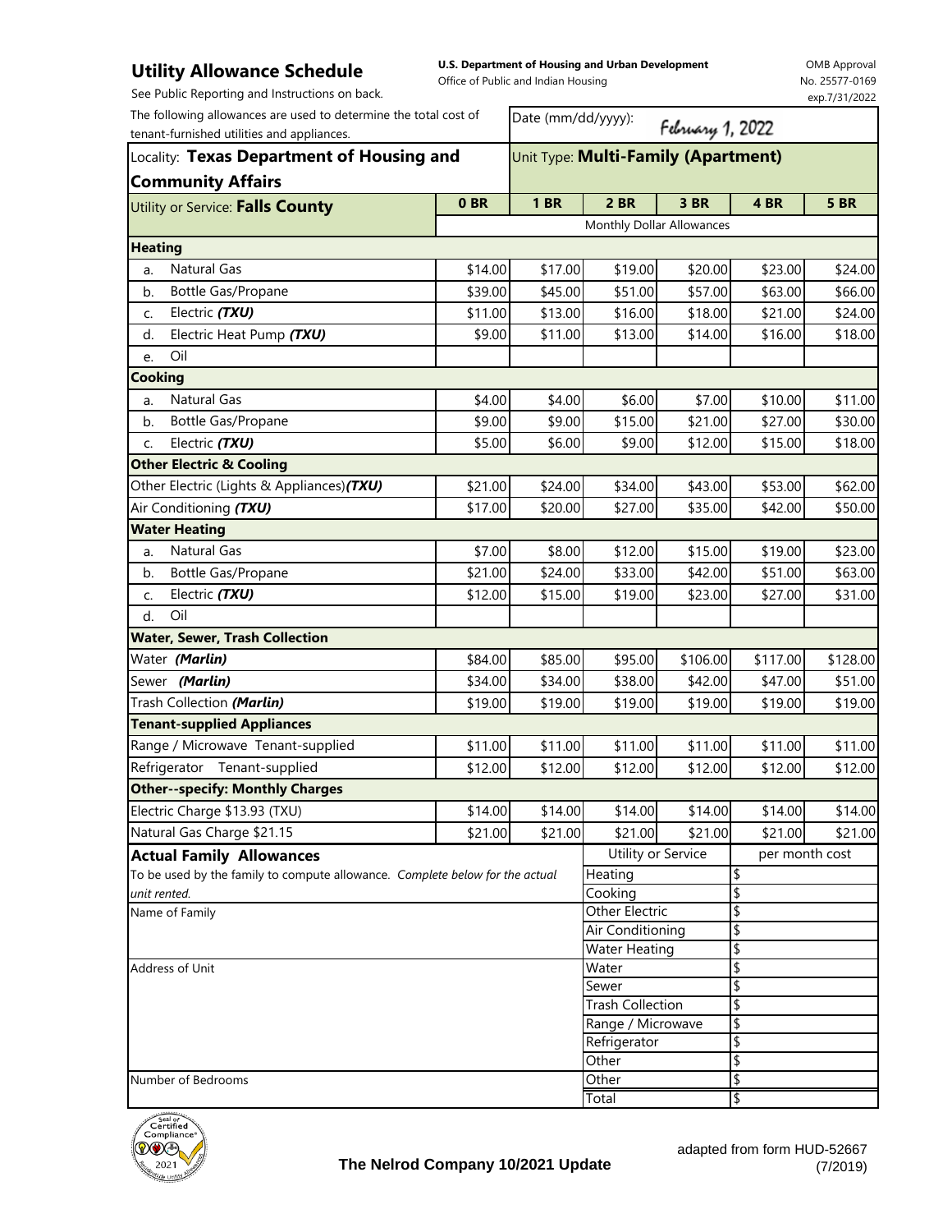# Utility Allowance Schedule

**U.S. Department of Housing and Urban Development**
Office of Public and Indian Housing

OMB Approval No. 25577-0169 exp.7/31/2022

See Public Reporting and Instructions on back.

The following allowances are used to determine the total cost of tenant-furnished utilities and appliances.

Date (mm/dd/yyyy): February 1, 2022

Locality: **Texas Department of Housing and Community Affairs**

Unit Type: **Multi-Family (Apartment)**

| Utility or Service: **Falls County** | **0 BR** | **1 BR** | **2 BR** | **3 BR** | **4 BR** | **5 BR** |
|---|---|---|---|---|---|---|
| | Monthly Dollar Allowances | | | | | |
| **Heating** | | | | | | |
| a. Natural Gas | $14.00 | $17.00 | $19.00 | $20.00 | $23.00 | $24.00 |
| b. Bottle Gas/Propane | $39.00 | $45.00 | $51.00 | $57.00 | $63.00 | $66.00 |
| c. Electric ***(TXU)*** | $11.00 | $13.00 | $16.00 | $18.00 | $21.00 | $24.00 |
| d. Electric Heat Pump ***(TXU)*** | $9.00 | $11.00 | $13.00 | $14.00 | $16.00 | $18.00 |
| e. Oil | | | | | | |
| **Cooking** | | | | | | |
| a. Natural Gas | $4.00 | $4.00 | $6.00 | $7.00 | $10.00 | $11.00 |
| b. Bottle Gas/Propane | $9.00 | $9.00 | $15.00 | $21.00 | $27.00 | $30.00 |
| c. Electric ***(TXU)*** | $5.00 | $6.00 | $9.00 | $12.00 | $15.00 | $18.00 |
| **Other Electric & Cooling** | | | | | | |
| Other Electric (Lights & Appliances) ***(TXU)*** | $21.00 | $24.00 | $34.00 | $43.00 | $53.00 | $62.00 |
| Air Conditioning ***(TXU)*** | $17.00 | $20.00 | $27.00 | $35.00 | $42.00 | $50.00 |
| **Water Heating** | | | | | | |
| a. Natural Gas | $7.00 | $8.00 | $12.00 | $15.00 | $19.00 | $23.00 |
| b. Bottle Gas/Propane | $21.00 | $24.00 | $33.00 | $42.00 | $51.00 | $63.00 |
| c. Electric ***(TXU)*** | $12.00 | $15.00 | $19.00 | $23.00 | $27.00 | $31.00 |
| d. Oil | | | | | | |
| **Water, Sewer, Trash Collection** | | | | | | |
| Water ***(Marlin)*** | $84.00 | $85.00 | $95.00 | $106.00 | $117.00 | $128.00 |
| Sewer ***(Marlin)*** | $34.00 | $34.00 | $38.00 | $42.00 | $47.00 | $51.00 |
| Trash Collection ***(Marlin)*** | $19.00 | $19.00 | $19.00 | $19.00 | $19.00 | $19.00 |
| **Tenant-supplied Appliances** | | | | | | |
| Range / Microwave Tenant-supplied | $11.00 | $11.00 | $11.00 | $11.00 | $11.00 | $11.00 |
| Refrigerator Tenant-supplied | $12.00 | $12.00 | $12.00 | $12.00 | $12.00 | $12.00 |
| **Other--specify: Monthly Charges** | | | | | | |
| Electric Charge $13.93 (TXU) | $14.00 | $14.00 | $14.00 | $14.00 | $14.00 | $14.00 |
| Natural Gas Charge $21.15 | $21.00 | $21.00 | $21.00 | $21.00 | $21.00 | $21.00 |

## Actual Family Allowances

To be used by the family to compute allowance. *Complete below for the actual unit rented.*

Name of Family

Address of Unit

Number of Bedrooms

| Utility or Service | per month cost |
|---|---|
| Heating | $ |
| Cooking | $ |
| Other Electric | $ |
| Air Conditioning | $ |
| Water Heating | $ |
| Water | $ |
| Sewer | $ |
| Trash Collection | $ |
| Range / Microwave | $ |
| Refrigerator | $ |
| Other | $ |
| Other | $ |
| Total | $ |

**The Nelrod Company 10/2021 Update**

adapted from form HUD-52667 (7/2019)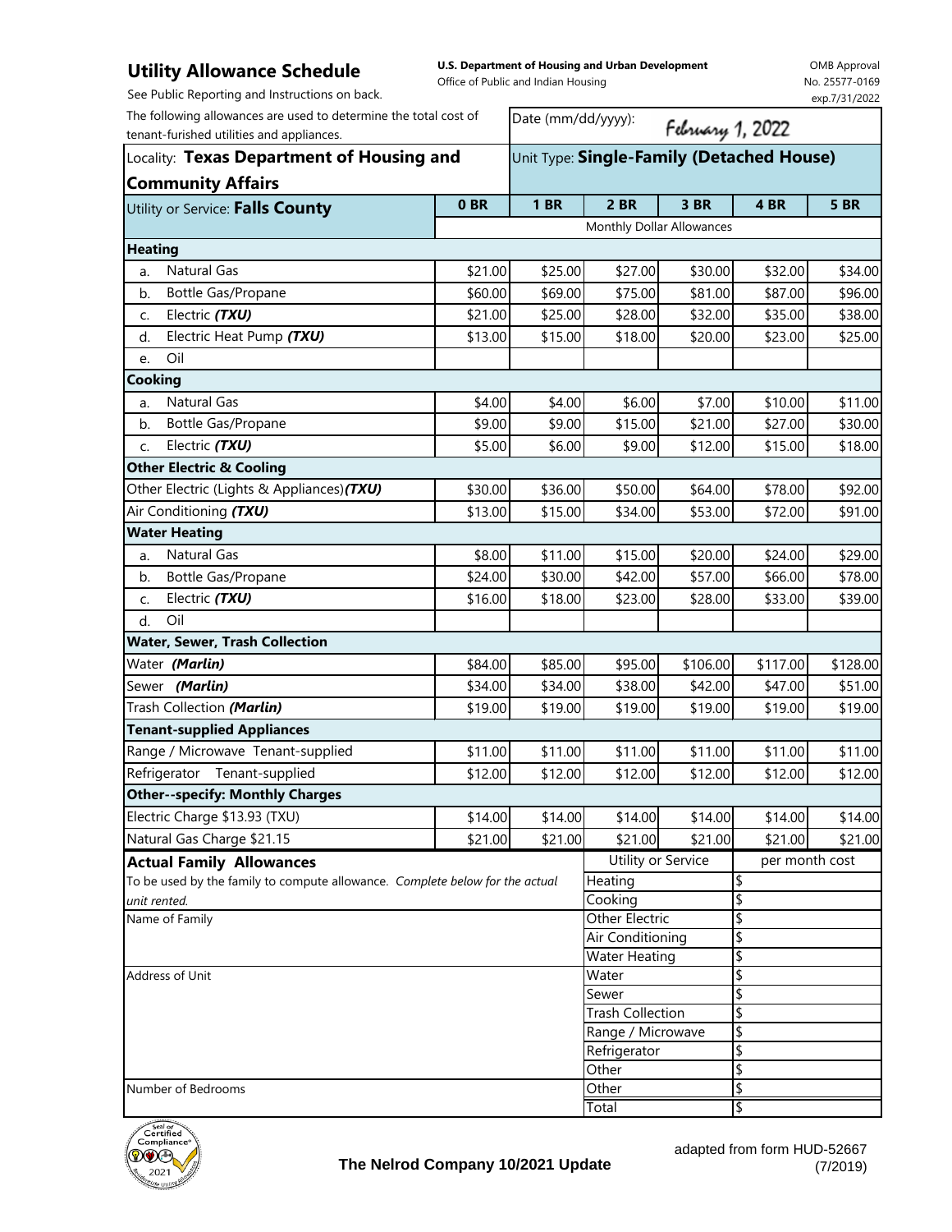# Utility Allowance Schedule

**U.S. Department of Housing and Urban Development**
Office of Public and Indian Housing

OMB Approval
No. 25577-0169
exp.7/31/2022

See Public Reporting and Instructions on back.

The following allowances are used to determine the total cost of tenant-furished utilities and appliances.

Date (mm/dd/yyyy): February 1, 2022

Locality: **Texas Department of Housing and Community Affairs**

Unit Type: **Single-Family (Detached House)**

| Utility or Service: **Falls County** | 0 BR | 1 BR | 2 BR | 3 BR | 4 BR | 5 BR |
|---|---|---|---|---|---|---|
| | Monthly Dollar Allowances | | | | | |
| **Heating** | | | | | | |
| a. Natural Gas | $21.00 | $25.00 | $27.00 | $30.00 | $32.00 | $34.00 |
| b. Bottle Gas/Propane | $60.00 | $69.00 | $75.00 | $81.00 | $87.00 | $96.00 |
| c. Electric ***(TXU)*** | $21.00 | $25.00 | $28.00 | $32.00 | $35.00 | $38.00 |
| d. Electric Heat Pump ***(TXU)*** | $13.00 | $15.00 | $18.00 | $20.00 | $23.00 | $25.00 |
| e. Oil | | | | | | |
| **Cooking** | | | | | | |
| a. Natural Gas | $4.00 | $4.00 | $6.00 | $7.00 | $10.00 | $11.00 |
| b. Bottle Gas/Propane | $9.00 | $9.00 | $15.00 | $21.00 | $27.00 | $30.00 |
| c. Electric ***(TXU)*** | $5.00 | $6.00 | $9.00 | $12.00 | $15.00 | $18.00 |
| **Other Electric & Cooling** | | | | | | |
| Other Electric (Lights & Appliances) ***(TXU)*** | $30.00 | $36.00 | $50.00 | $64.00 | $78.00 | $92.00 |
| Air Conditioning ***(TXU)*** | $13.00 | $15.00 | $34.00 | $53.00 | $72.00 | $91.00 |
| **Water Heating** | | | | | | |
| a. Natural Gas | $8.00 | $11.00 | $15.00 | $20.00 | $24.00 | $29.00 |
| b. Bottle Gas/Propane | $24.00 | $30.00 | $42.00 | $57.00 | $66.00 | $78.00 |
| c. Electric ***(TXU)*** | $16.00 | $18.00 | $23.00 | $28.00 | $33.00 | $39.00 |
| d. Oil | | | | | | |
| **Water, Sewer, Trash Collection** | | | | | | |
| Water ***(Marlin)*** | $84.00 | $85.00 | $95.00 | $106.00 | $117.00 | $128.00 |
| Sewer ***(Marlin)*** | $34.00 | $34.00 | $38.00 | $42.00 | $47.00 | $51.00 |
| Trash Collection ***(Marlin)*** | $19.00 | $19.00 | $19.00 | $19.00 | $19.00 | $19.00 |
| **Tenant-supplied Appliances** | | | | | | |
| Range / Microwave Tenant-supplied | $11.00 | $11.00 | $11.00 | $11.00 | $11.00 | $11.00 |
| Refrigerator Tenant-supplied | $12.00 | $12.00 | $12.00 | $12.00 | $12.00 | $12.00 |
| **Other--specify: Monthly Charges** | | | | | | |
| Electric Charge $13.93 (TXU) | $14.00 | $14.00 | $14.00 | $14.00 | $14.00 | $14.00 |
| Natural Gas Charge $21.15 | $21.00 | $21.00 | $21.00 | $21.00 | $21.00 | $21.00 |

## Actual Family Allowances

To be used by the family to compute allowance. *Complete below for the actual unit rented.*

Name of Family

Address of Unit

Number of Bedrooms

| Utility or Service | per month cost |
|---|---|
| Heating | $ |
| Cooking | $ |
| Other Electric | $ |
| Air Conditioning | $ |
| Water Heating | $ |
| Water | $ |
| Sewer | $ |
| Trash Collection | $ |
| Range / Microwave | $ |
| Refrigerator | $ |
| Other | $ |
| Other | $ |
| Total | $ |

Seal of Certified Compliance 2021

**The Nelrod Company 10/2021 Update**

adapted from form HUD-52667 (7/2019)